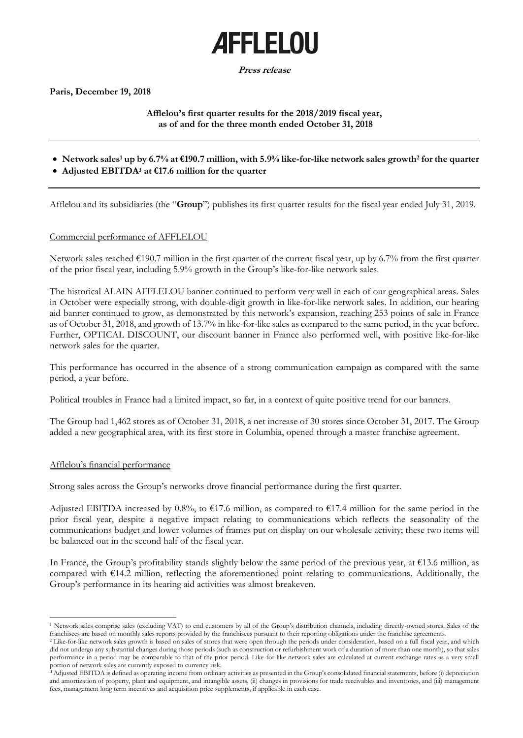# AFFLELOU

**Press release**

**Paris, December 19, 2018**

**Afflelou's first quarter results for the 2018/2019 fiscal year, as of and for the three month ended October 31, 2018**

---

- **Network sales[1] up by 6.7% at €190.7 million, with 5.9% like-for-like network sales growth[2] for the quarter**
- **Adjusted EBITDA[3] at €17.6 million for the quarter**

---

Afflelou and its subsidiaries (the "**Group**") publishes its first quarter results for the fiscal year ended July 31, 2019.

## Commercial performance of AFFLELOU

Network sales reached €190.7 million in the first quarter of the current fiscal year, up by 6.7% from the first quarter of the prior fiscal year, including 5.9% growth in the Group's like-for-like network sales.

The historical ALAIN AFFLELOU banner continued to perform very well in each of our geographical areas. Sales in October were especially strong, with double-digit growth in like-for-like network sales. In addition, our hearing aid banner continued to grow, as demonstrated by this network's expansion, reaching 253 points of sale in France as of October 31, 2018, and growth of 13.7% in like-for-like sales as compared to the same period, in the year before. Further, OPTICAL DISCOUNT, our discount banner in France also performed well, with positive like-for-like network sales for the quarter.

This performance has occurred in the absence of a strong communication campaign as compared with the same period, a year before.

Political troubles in France had a limited impact, so far, in a context of quite positive trend for our banners.

The Group had 1,462 stores as of October 31, 2018, a net increase of 30 stores since October 31, 2017. The Group added a new geographical area, with its first store in Columbia, opened through a master franchise agreement.

## Afflelou's financial performance

Strong sales across the Group's networks drove financial performance during the first quarter.

Adjusted EBITDA increased by 0.8%, to €17.6 million, as compared to €17.4 million for the same period in the prior fiscal year, despite a negative impact relating to communications which reflects the seasonality of the communications budget and lower volumes of frames put on display on our wholesale activity; these two items will be balanced out in the second half of the fiscal year.

In France, the Group's profitability stands slightly below the same period of the previous year, at €13.6 million, as compared with €14.2 million, reflecting the aforementioned point relating to communications. Additionally, the Group's performance in its hearing aid activities was almost breakeven.

---

[1] Network sales comprise sales (excluding VAT) to end customers by all of the Group's distribution channels, including directly-owned stores. Sales of the franchisees are based on monthly sales reports provided by the franchisees pursuant to their reporting obligations under the franchise agreements.

[2] Like-for-like network sales growth is based on sales of stores that were open through the periods under consideration, based on a full fiscal year, and which did not undergo any substantial changes during those periods (such as construction or refurbishment work of a duration of more than one month), so that sales performance in a period may be comparable to that of the prior period. Like-for-like network sales are calculated at current exchange rates as a very small portion of network sales are currently exposed to currency risk.

[3] Adjusted EBITDA is defined as operating income from ordinary activities as presented in the Group's consolidated financial statements, before (i) depreciation and amortization of property, plant and equipment, and intangible assets, (ii) changes in provisions for trade receivables and inventories, and (iii) management fees, management long term incentives and acquisition price supplements, if applicable in each case.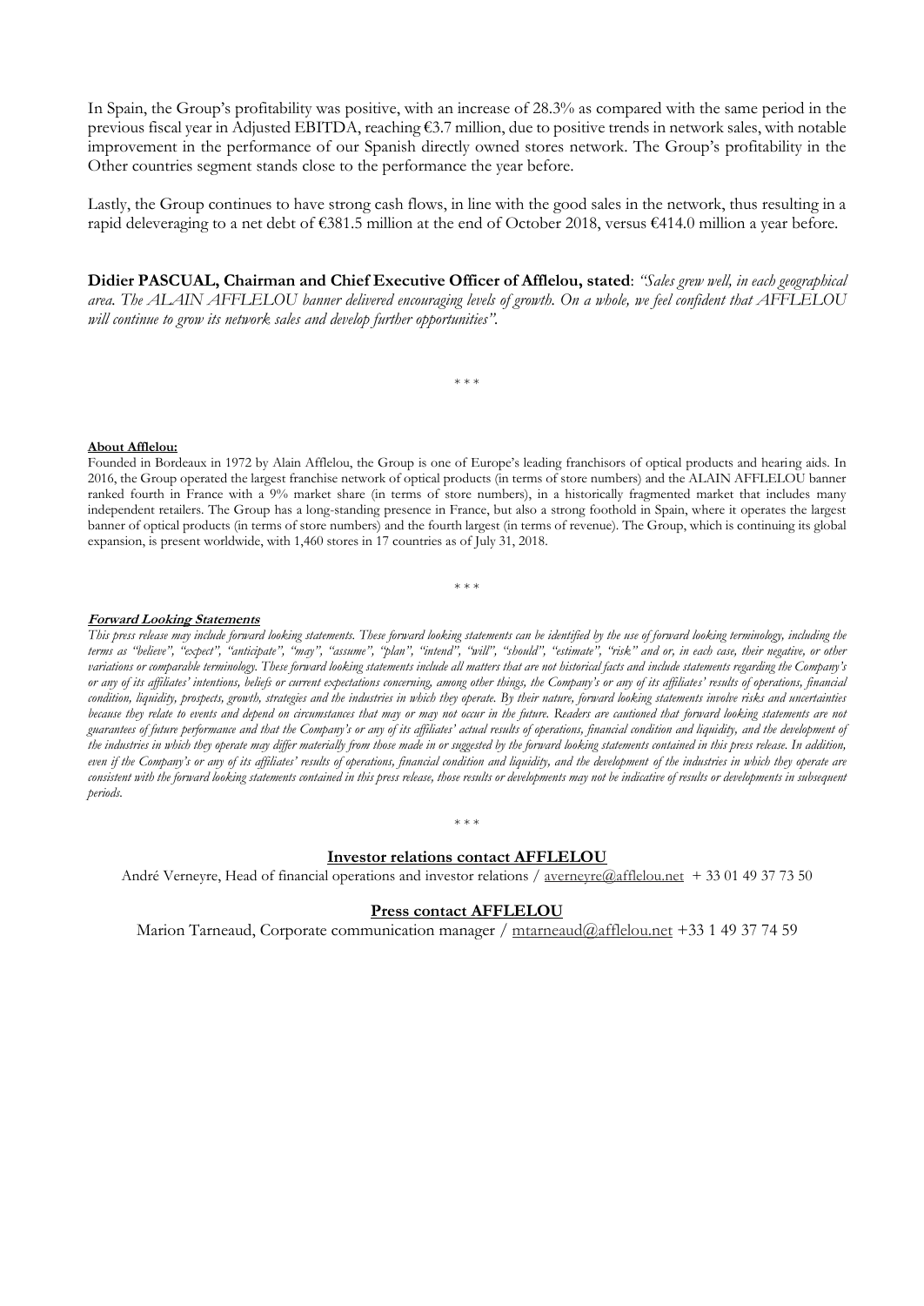In Spain, the Group's profitability was positive, with an increase of 28.3% as compared with the same period in the previous fiscal year in Adjusted EBITDA, reaching €3.7 million, due to positive trends in network sales, with notable improvement in the performance of our Spanish directly owned stores network. The Group's profitability in the Other countries segment stands close to the performance the year before.

Lastly, the Group continues to have strong cash flows, in line with the good sales in the network, thus resulting in a rapid deleveraging to a net debt of €381.5 million at the end of October 2018, versus €414.0 million a year before.

**Didier PASCUAL, Chairman and Chief Executive Officer of Afflelou, stated**: *"Sales grew well, in each geographical area. The ALAIN AFFLELOU banner delivered encouraging levels of growth. On a whole, we feel confident that AFFLELOU will continue to grow its network sales and develop further opportunities".*

\* \* \*

**About Afflelou:**

Founded in Bordeaux in 1972 by Alain Afflelou, the Group is one of Europe's leading franchisors of optical products and hearing aids. In 2016, the Group operated the largest franchise network of optical products (in terms of store numbers) and the ALAIN AFFLELOU banner ranked fourth in France with a 9% market share (in terms of store numbers), in a historically fragmented market that includes many independent retailers. The Group has a long-standing presence in France, but also a strong foothold in Spain, where it operates the largest banner of optical products (in terms of store numbers) and the fourth largest (in terms of revenue). The Group, which is continuing its global expansion, is present worldwide, with 1,460 stores in 17 countries as of July 31, 2018.

\* \* \*

***Forward Looking Statements***

*This press release may include forward looking statements. These forward looking statements can be identified by the use of forward looking terminology, including the terms as "believe", "expect", "anticipate", "may", "assume", "plan", "intend", "will", "should", "estimate", "risk" and or, in each case, their negative, or other variations or comparable terminology. These forward looking statements include all matters that are not historical facts and include statements regarding the Company's or any of its affiliates' intentions, beliefs or current expectations concerning, among other things, the Company's or any of its affiliates' results of operations, financial condition, liquidity, prospects, growth, strategies and the industries in which they operate. By their nature, forward looking statements involve risks and uncertainties because they relate to events and depend on circumstances that may or may not occur in the future. Readers are cautioned that forward looking statements are not guarantees of future performance and that the Company's or any of its affiliates' actual results of operations, financial condition and liquidity, and the development of the industries in which they operate may differ materially from those made in or suggested by the forward looking statements contained in this press release. In addition, even if the Company's or any of its affiliates' results of operations, financial condition and liquidity, and the development of the industries in which they operate are consistent with the forward looking statements contained in this press release, those results or developments may not be indicative of results or developments in subsequent periods.*

\* \* \*

**Investor relations contact AFFLELOU**

André Verneyre, Head of financial operations and investor relations / averneyre@afflelou.net + 33 01 49 37 73 50

**Press contact AFFLELOU**

Marion Tarneaud, Corporate communication manager / mtarneaud@afflelou.net +33 1 49 37 74 59